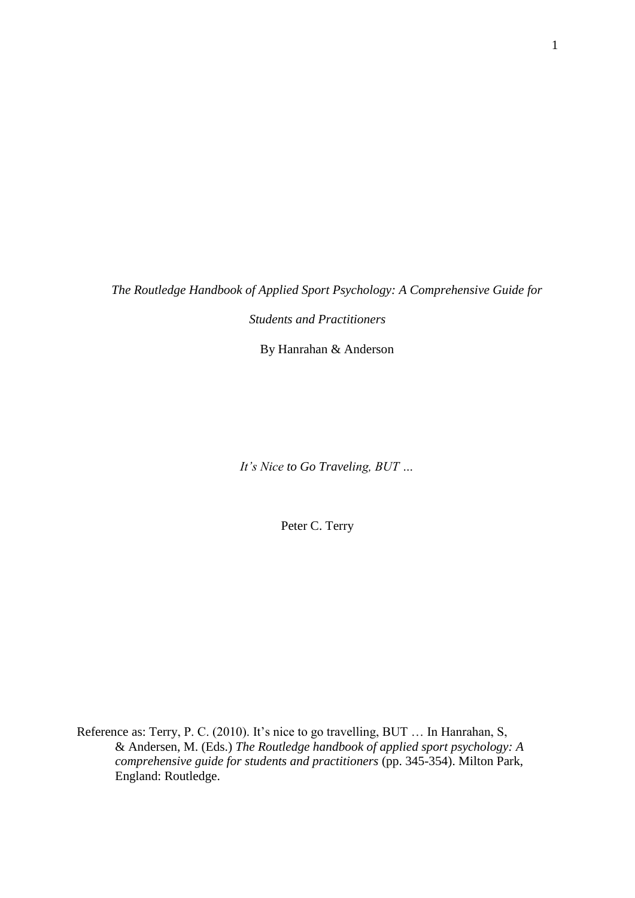*The Routledge Handbook of Applied Sport Psychology: A Comprehensive Guide for Students and Practitioners*

By Hanrahan & Anderson

*It's Nice to Go Traveling, BUT …*

Peter C. Terry

Reference as: Terry, P. C. (2010). It's nice to go travelling, BUT … In Hanrahan, S, & Andersen, M. (Eds.) *The Routledge handbook of applied sport psychology: A comprehensive guide for students and practitioners* (pp. 345-354). Milton Park, England: Routledge.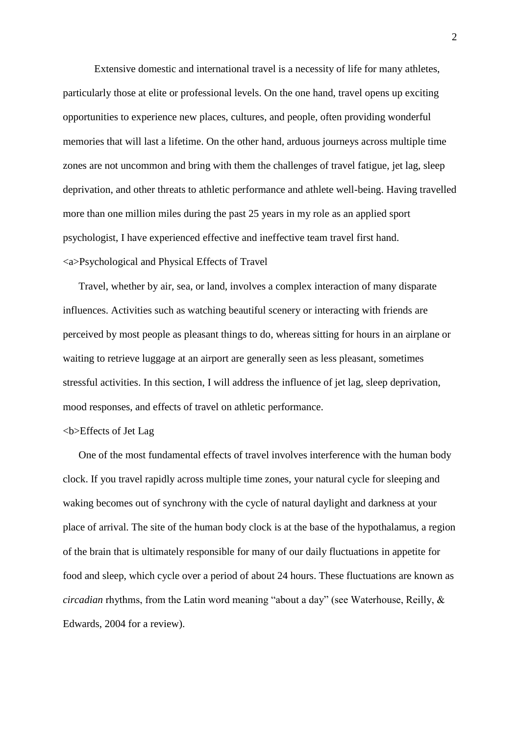Extensive domestic and international travel is a necessity of life for many athletes, particularly those at elite or professional levels. On the one hand, travel opens up exciting opportunities to experience new places, cultures, and people, often providing wonderful memories that will last a lifetime. On the other hand, arduous journeys across multiple time zones are not uncommon and bring with them the challenges of travel fatigue, jet lag, sleep deprivation, and other threats to athletic performance and athlete well-being. Having travelled more than one million miles during the past 25 years in my role as an applied sport psychologist, I have experienced effective and ineffective team travel first hand.

## Psychological and Physical Effects of Travel

Travel, whether by air, sea, or land, involves a complex interaction of many disparate influences. Activities such as watching beautiful scenery or interacting with friends are perceived by most people as pleasant things to do, whereas sitting for hours in an airplane or waiting to retrieve luggage at an airport are generally seen as less pleasant, sometimes stressful activities. In this section, I will address the influence of jet lag, sleep deprivation, mood responses, and effects of travel on athletic performance.

### Effects of Jet Lag

One of the most fundamental effects of travel involves interference with the human body clock. If you travel rapidly across multiple time zones, your natural cycle for sleeping and waking becomes out of synchrony with the cycle of natural daylight and darkness at your place of arrival. The site of the human body clock is at the base of the hypothalamus, a region of the brain that is ultimately responsible for many of our daily fluctuations in appetite for food and sleep, which cycle over a period of about 24 hours. These fluctuations are known as *circadian* rhythms, from the Latin word meaning "about a day" (see Waterhouse, Reilly, & Edwards, 2004 for a review).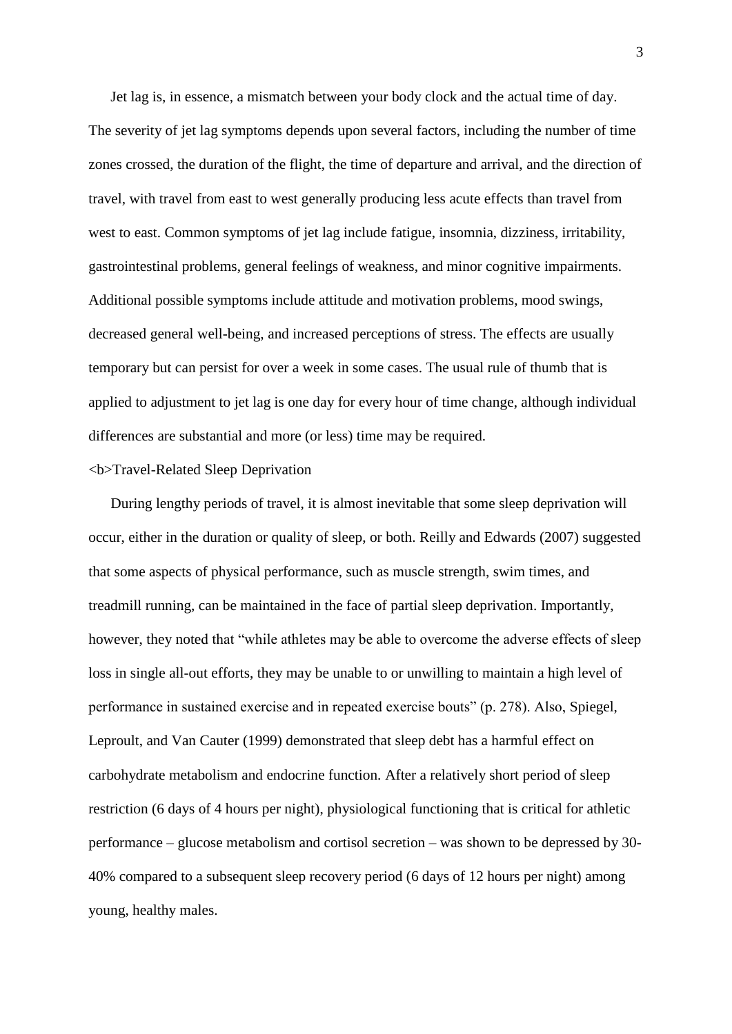Jet lag is, in essence, a mismatch between your body clock and the actual time of day. The severity of jet lag symptoms depends upon several factors, including the number of time zones crossed, the duration of the flight, the time of departure and arrival, and the direction of travel, with travel from east to west generally producing less acute effects than travel from west to east. Common symptoms of jet lag include fatigue, insomnia, dizziness, irritability, gastrointestinal problems, general feelings of weakness, and minor cognitive impairments. Additional possible symptoms include attitude and motivation problems, mood swings, decreased general well-being, and increased perceptions of stress. The effects are usually temporary but can persist for over a week in some cases. The usual rule of thumb that is applied to adjustment to jet lag is one day for every hour of time change, although individual differences are substantial and more (or less) time may be required.

**Travel-Related Sleep Deprivation**

During lengthy periods of travel, it is almost inevitable that some sleep deprivation will occur, either in the duration or quality of sleep, or both. Reilly and Edwards (2007) suggested that some aspects of physical performance, such as muscle strength, swim times, and treadmill running, can be maintained in the face of partial sleep deprivation. Importantly, however, they noted that "while athletes may be able to overcome the adverse effects of sleep loss in single all-out efforts, they may be unable to or unwilling to maintain a high level of performance in sustained exercise and in repeated exercise bouts" (p. 278). Also, Spiegel, Leproult, and Van Cauter (1999) demonstrated that sleep debt has a harmful effect on carbohydrate metabolism and endocrine function. After a relatively short period of sleep restriction (6 days of 4 hours per night), physiological functioning that is critical for athletic performance – glucose metabolism and cortisol secretion – was shown to be depressed by 30-40% compared to a subsequent sleep recovery period (6 days of 12 hours per night) among young, healthy males.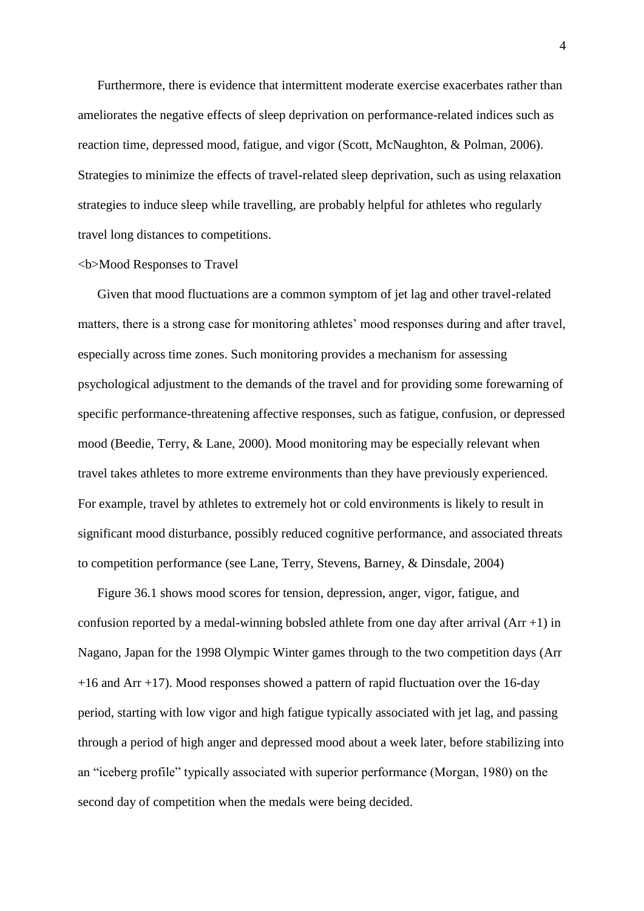Furthermore, there is evidence that intermittent moderate exercise exacerbates rather than ameliorates the negative effects of sleep deprivation on performance-related indices such as reaction time, depressed mood, fatigue, and vigor (Scott, McNaughton, & Polman, 2006). Strategies to minimize the effects of travel-related sleep deprivation, such as using relaxation strategies to induce sleep while travelling, are probably helpful for athletes who regularly travel long distances to competitions.

<b>Mood Responses to Travel

Given that mood fluctuations are a common symptom of jet lag and other travel-related matters, there is a strong case for monitoring athletes' mood responses during and after travel, especially across time zones. Such monitoring provides a mechanism for assessing psychological adjustment to the demands of the travel and for providing some forewarning of specific performance-threatening affective responses, such as fatigue, confusion, or depressed mood (Beedie, Terry, & Lane, 2000). Mood monitoring may be especially relevant when travel takes athletes to more extreme environments than they have previously experienced. For example, travel by athletes to extremely hot or cold environments is likely to result in significant mood disturbance, possibly reduced cognitive performance, and associated threats to competition performance (see Lane, Terry, Stevens, Barney, & Dinsdale, 2004)

Figure 36.1 shows mood scores for tension, depression, anger, vigor, fatigue, and confusion reported by a medal-winning bobsled athlete from one day after arrival (Arr +1) in Nagano, Japan for the 1998 Olympic Winter games through to the two competition days (Arr +16 and Arr +17). Mood responses showed a pattern of rapid fluctuation over the 16-day period, starting with low vigor and high fatigue typically associated with jet lag, and passing through a period of high anger and depressed mood about a week later, before stabilizing into an "iceberg profile" typically associated with superior performance (Morgan, 1980) on the second day of competition when the medals were being decided.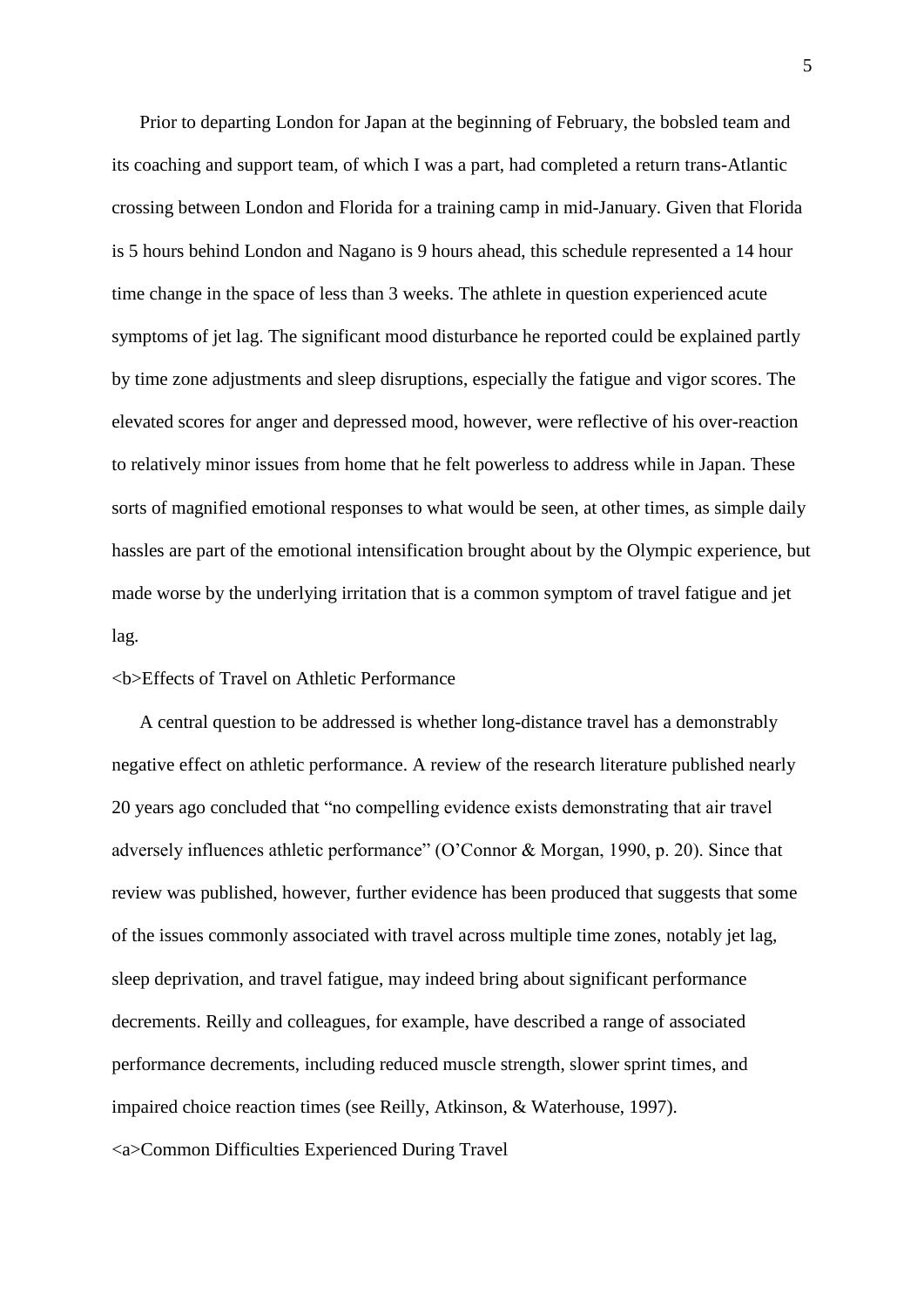Prior to departing London for Japan at the beginning of February, the bobsled team and its coaching and support team, of which I was a part, had completed a return trans-Atlantic crossing between London and Florida for a training camp in mid-January. Given that Florida is 5 hours behind London and Nagano is 9 hours ahead, this schedule represented a 14 hour time change in the space of less than 3 weeks. The athlete in question experienced acute symptoms of jet lag. The significant mood disturbance he reported could be explained partly by time zone adjustments and sleep disruptions, especially the fatigue and vigor scores. The elevated scores for anger and depressed mood, however, were reflective of his over-reaction to relatively minor issues from home that he felt powerless to address while in Japan. These sorts of magnified emotional responses to what would be seen, at other times, as simple daily hassles are part of the emotional intensification brought about by the Olympic experience, but made worse by the underlying irritation that is a common symptom of travel fatigue and jet lag.

### Effects of Travel on Athletic Performance

A central question to be addressed is whether long-distance travel has a demonstrably negative effect on athletic performance. A review of the research literature published nearly 20 years ago concluded that "no compelling evidence exists demonstrating that air travel adversely influences athletic performance" (O'Connor & Morgan, 1990, p. 20). Since that review was published, however, further evidence has been produced that suggests that some of the issues commonly associated with travel across multiple time zones, notably jet lag, sleep deprivation, and travel fatigue, may indeed bring about significant performance decrements. Reilly and colleagues, for example, have described a range of associated performance decrements, including reduced muscle strength, slower sprint times, and impaired choice reaction times (see Reilly, Atkinson, & Waterhouse, 1997).

## Common Difficulties Experienced During Travel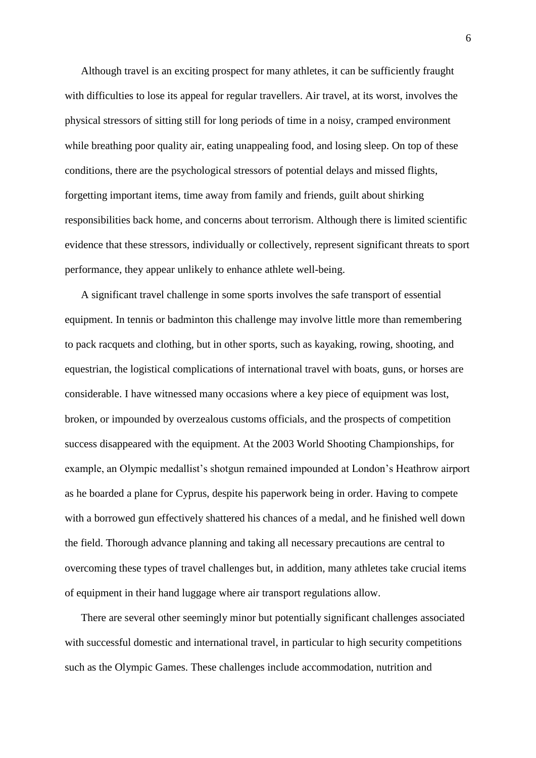Although travel is an exciting prospect for many athletes, it can be sufficiently fraught with difficulties to lose its appeal for regular travellers. Air travel, at its worst, involves the physical stressors of sitting still for long periods of time in a noisy, cramped environment while breathing poor quality air, eating unappealing food, and losing sleep. On top of these conditions, there are the psychological stressors of potential delays and missed flights, forgetting important items, time away from family and friends, guilt about shirking responsibilities back home, and concerns about terrorism. Although there is limited scientific evidence that these stressors, individually or collectively, represent significant threats to sport performance, they appear unlikely to enhance athlete well-being.

A significant travel challenge in some sports involves the safe transport of essential equipment. In tennis or badminton this challenge may involve little more than remembering to pack racquets and clothing, but in other sports, such as kayaking, rowing, shooting, and equestrian, the logistical complications of international travel with boats, guns, or horses are considerable. I have witnessed many occasions where a key piece of equipment was lost, broken, or impounded by overzealous customs officials, and the prospects of competition success disappeared with the equipment. At the 2003 World Shooting Championships, for example, an Olympic medallist's shotgun remained impounded at London's Heathrow airport as he boarded a plane for Cyprus, despite his paperwork being in order. Having to compete with a borrowed gun effectively shattered his chances of a medal, and he finished well down the field. Thorough advance planning and taking all necessary precautions are central to overcoming these types of travel challenges but, in addition, many athletes take crucial items of equipment in their hand luggage where air transport regulations allow.

There are several other seemingly minor but potentially significant challenges associated with successful domestic and international travel, in particular to high security competitions such as the Olympic Games. These challenges include accommodation, nutrition and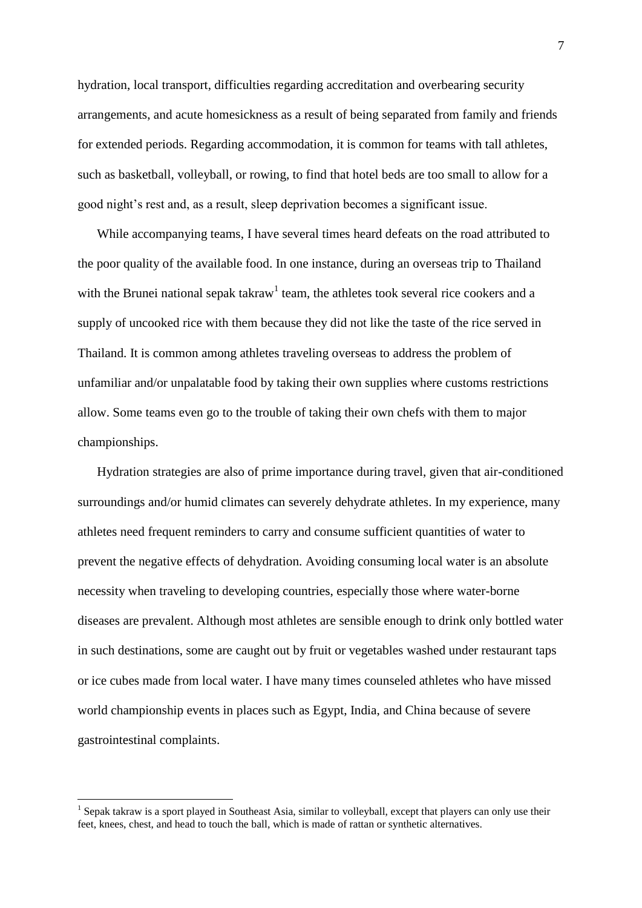hydration, local transport, difficulties regarding accreditation and overbearing security arrangements, and acute homesickness as a result of being separated from family and friends for extended periods. Regarding accommodation, it is common for teams with tall athletes, such as basketball, volleyball, or rowing, to find that hotel beds are too small to allow for a good night's rest and, as a result, sleep deprivation becomes a significant issue.

While accompanying teams, I have several times heard defeats on the road attributed to the poor quality of the available food. In one instance, during an overseas trip to Thailand with the Brunei national sepak takraw[1] team, the athletes took several rice cookers and a supply of uncooked rice with them because they did not like the taste of the rice served in Thailand. It is common among athletes traveling overseas to address the problem of unfamiliar and/or unpalatable food by taking their own supplies where customs restrictions allow. Some teams even go to the trouble of taking their own chefs with them to major championships.

Hydration strategies are also of prime importance during travel, given that air-conditioned surroundings and/or humid climates can severely dehydrate athletes. In my experience, many athletes need frequent reminders to carry and consume sufficient quantities of water to prevent the negative effects of dehydration. Avoiding consuming local water is an absolute necessity when traveling to developing countries, especially those where water-borne diseases are prevalent. Although most athletes are sensible enough to drink only bottled water in such destinations, some are caught out by fruit or vegetables washed under restaurant taps or ice cubes made from local water. I have many times counseled athletes who have missed world championship events in places such as Egypt, India, and China because of severe gastrointestinal complaints.

[1] Sepak takraw is a sport played in Southeast Asia, similar to volleyball, except that players can only use their feet, knees, chest, and head to touch the ball, which is made of rattan or synthetic alternatives.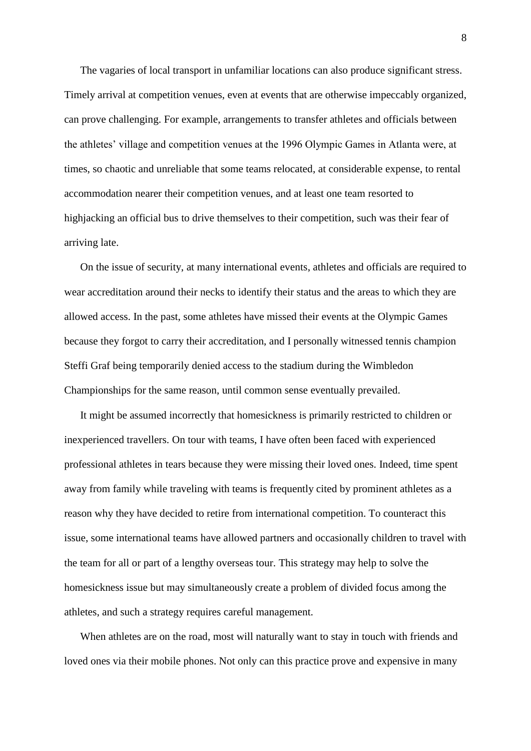The vagaries of local transport in unfamiliar locations can also produce significant stress. Timely arrival at competition venues, even at events that are otherwise impeccably organized, can prove challenging. For example, arrangements to transfer athletes and officials between the athletes' village and competition venues at the 1996 Olympic Games in Atlanta were, at times, so chaotic and unreliable that some teams relocated, at considerable expense, to rental accommodation nearer their competition venues, and at least one team resorted to highjacking an official bus to drive themselves to their competition, such was their fear of arriving late.

On the issue of security, at many international events, athletes and officials are required to wear accreditation around their necks to identify their status and the areas to which they are allowed access. In the past, some athletes have missed their events at the Olympic Games because they forgot to carry their accreditation, and I personally witnessed tennis champion Steffi Graf being temporarily denied access to the stadium during the Wimbledon Championships for the same reason, until common sense eventually prevailed.

It might be assumed incorrectly that homesickness is primarily restricted to children or inexperienced travellers. On tour with teams, I have often been faced with experienced professional athletes in tears because they were missing their loved ones. Indeed, time spent away from family while traveling with teams is frequently cited by prominent athletes as a reason why they have decided to retire from international competition. To counteract this issue, some international teams have allowed partners and occasionally children to travel with the team for all or part of a lengthy overseas tour. This strategy may help to solve the homesickness issue but may simultaneously create a problem of divided focus among the athletes, and such a strategy requires careful management.

When athletes are on the road, most will naturally want to stay in touch with friends and loved ones via their mobile phones. Not only can this practice prove and expensive in many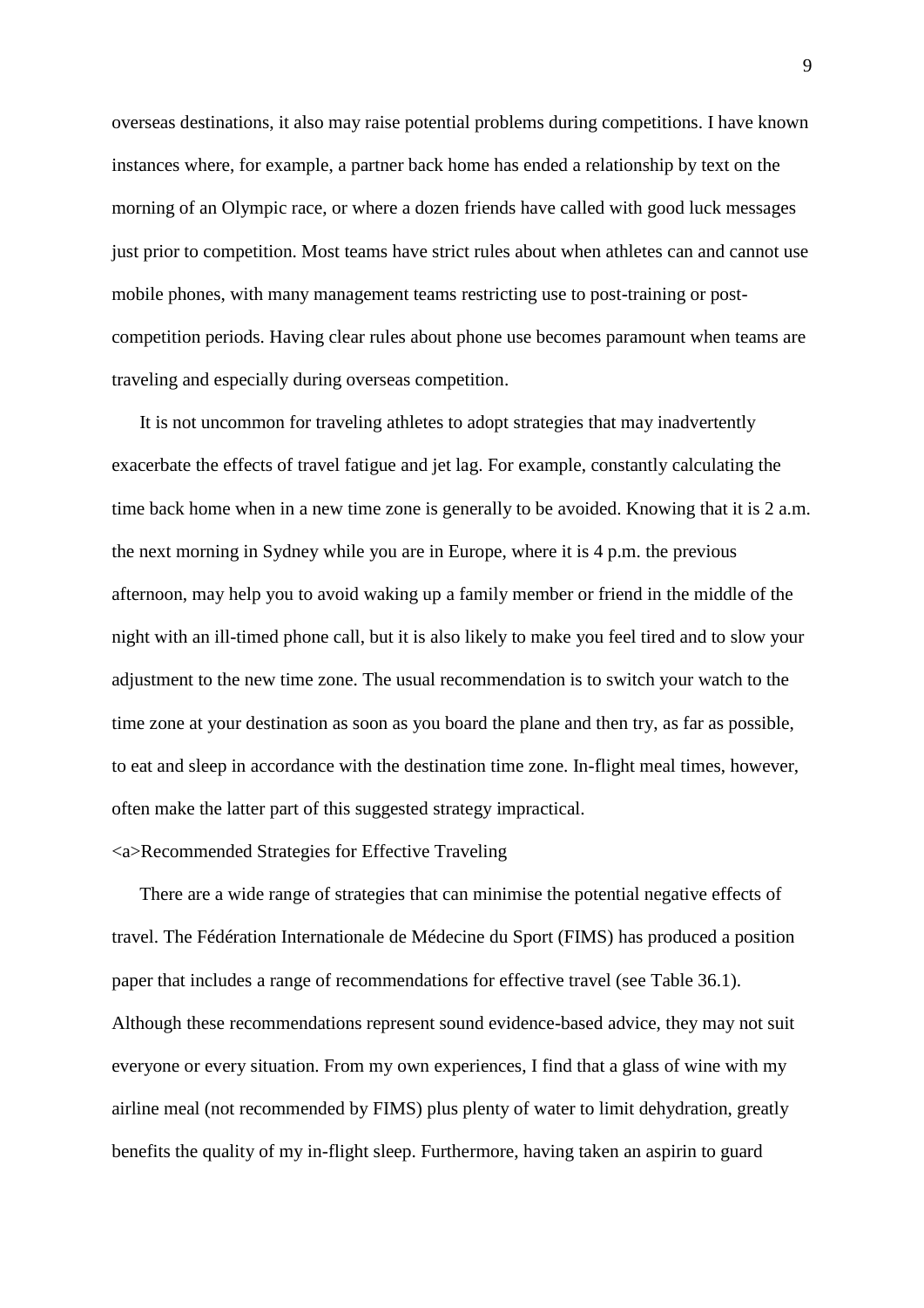overseas destinations, it also may raise potential problems during competitions. I have known instances where, for example, a partner back home has ended a relationship by text on the morning of an Olympic race, or where a dozen friends have called with good luck messages just prior to competition. Most teams have strict rules about when athletes can and cannot use mobile phones, with many management teams restricting use to post-training or post-competition periods. Having clear rules about phone use becomes paramount when teams are traveling and especially during overseas competition.

It is not uncommon for traveling athletes to adopt strategies that may inadvertently exacerbate the effects of travel fatigue and jet lag. For example, constantly calculating the time back home when in a new time zone is generally to be avoided. Knowing that it is 2 a.m. the next morning in Sydney while you are in Europe, where it is 4 p.m. the previous afternoon, may help you to avoid waking up a family member or friend in the middle of the night with an ill-timed phone call, but it is also likely to make you feel tired and to slow your adjustment to the new time zone. The usual recommendation is to switch your watch to the time zone at your destination as soon as you board the plane and then try, as far as possible, to eat and sleep in accordance with the destination time zone. In-flight meal times, however, often make the latter part of this suggested strategy impractical.

## Recommended Strategies for Effective Traveling

There are a wide range of strategies that can minimise the potential negative effects of travel. The Fédération Internationale de Médecine du Sport (FIMS) has produced a position paper that includes a range of recommendations for effective travel (see Table 36.1). Although these recommendations represent sound evidence-based advice, they may not suit everyone or every situation. From my own experiences, I find that a glass of wine with my airline meal (not recommended by FIMS) plus plenty of water to limit dehydration, greatly benefits the quality of my in-flight sleep. Furthermore, having taken an aspirin to guard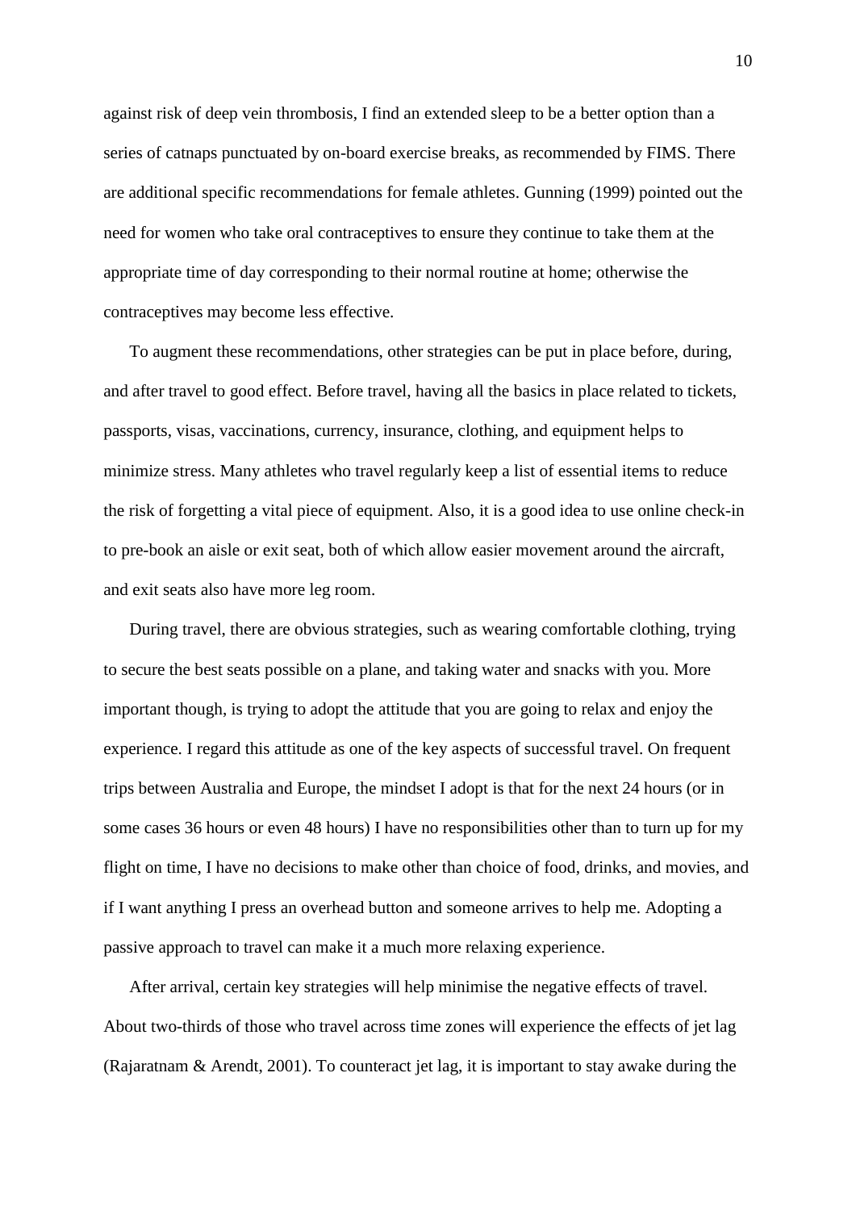against risk of deep vein thrombosis, I find an extended sleep to be a better option than a series of catnaps punctuated by on-board exercise breaks, as recommended by FIMS. There are additional specific recommendations for female athletes. Gunning (1999) pointed out the need for women who take oral contraceptives to ensure they continue to take them at the appropriate time of day corresponding to their normal routine at home; otherwise the contraceptives may become less effective.

To augment these recommendations, other strategies can be put in place before, during, and after travel to good effect. Before travel, having all the basics in place related to tickets, passports, visas, vaccinations, currency, insurance, clothing, and equipment helps to minimize stress. Many athletes who travel regularly keep a list of essential items to reduce the risk of forgetting a vital piece of equipment. Also, it is a good idea to use online check-in to pre-book an aisle or exit seat, both of which allow easier movement around the aircraft, and exit seats also have more leg room.

During travel, there are obvious strategies, such as wearing comfortable clothing, trying to secure the best seats possible on a plane, and taking water and snacks with you. More important though, is trying to adopt the attitude that you are going to relax and enjoy the experience. I regard this attitude as one of the key aspects of successful travel. On frequent trips between Australia and Europe, the mindset I adopt is that for the next 24 hours (or in some cases 36 hours or even 48 hours) I have no responsibilities other than to turn up for my flight on time, I have no decisions to make other than choice of food, drinks, and movies, and if I want anything I press an overhead button and someone arrives to help me. Adopting a passive approach to travel can make it a much more relaxing experience.

After arrival, certain key strategies will help minimise the negative effects of travel. About two-thirds of those who travel across time zones will experience the effects of jet lag (Rajaratnam & Arendt, 2001). To counteract jet lag, it is important to stay awake during the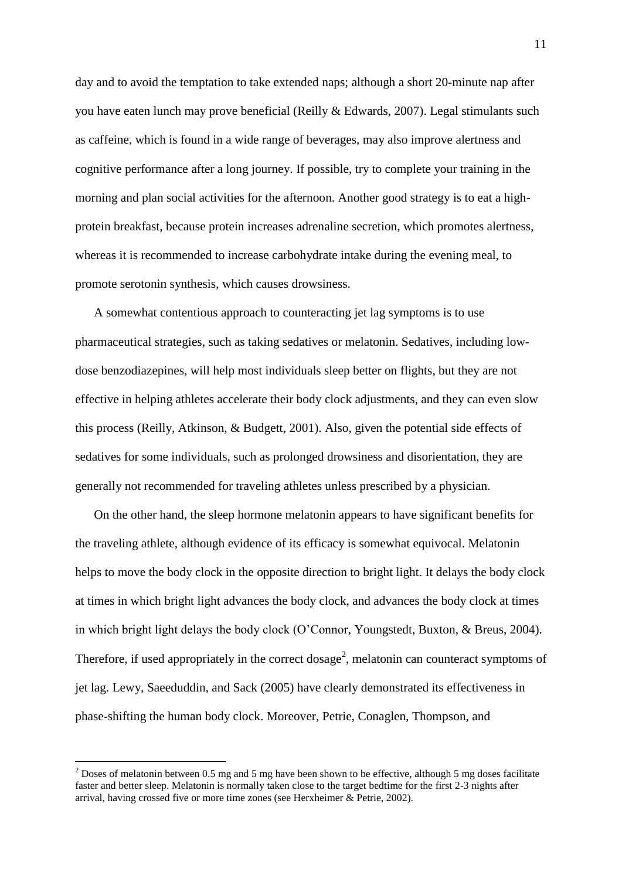day and to avoid the temptation to take extended naps; although a short 20-minute nap after you have eaten lunch may prove beneficial (Reilly & Edwards, 2007). Legal stimulants such as caffeine, which is found in a wide range of beverages, may also improve alertness and cognitive performance after a long journey. If possible, try to complete your training in the morning and plan social activities for the afternoon. Another good strategy is to eat a high-protein breakfast, because protein increases adrenaline secretion, which promotes alertness, whereas it is recommended to increase carbohydrate intake during the evening meal, to promote serotonin synthesis, which causes drowsiness.

A somewhat contentious approach to counteracting jet lag symptoms is to use pharmaceutical strategies, such as taking sedatives or melatonin. Sedatives, including low-dose benzodiazepines, will help most individuals sleep better on flights, but they are not effective in helping athletes accelerate their body clock adjustments, and they can even slow this process (Reilly, Atkinson, & Budgett, 2001). Also, given the potential side effects of sedatives for some individuals, such as prolonged drowsiness and disorientation, they are generally not recommended for traveling athletes unless prescribed by a physician.

On the other hand, the sleep hormone melatonin appears to have significant benefits for the traveling athlete, although evidence of its efficacy is somewhat equivocal. Melatonin helps to move the body clock in the opposite direction to bright light. It delays the body clock at times in which bright light advances the body clock, and advances the body clock at times in which bright light delays the body clock (O'Connor, Youngstedt, Buxton, & Breus, 2004). Therefore, if used appropriately in the correct dosage[2], melatonin can counteract symptoms of jet lag. Lewy, Saeeduddin, and Sack (2005) have clearly demonstrated its effectiveness in phase-shifting the human body clock. Moreover, Petrie, Conaglen, Thompson, and

[2] Doses of melatonin between 0.5 mg and 5 mg have been shown to be effective, although 5 mg doses facilitate faster and better sleep. Melatonin is normally taken close to the target bedtime for the first 2-3 nights after arrival, having crossed five or more time zones (see Herxheimer & Petrie, 2002).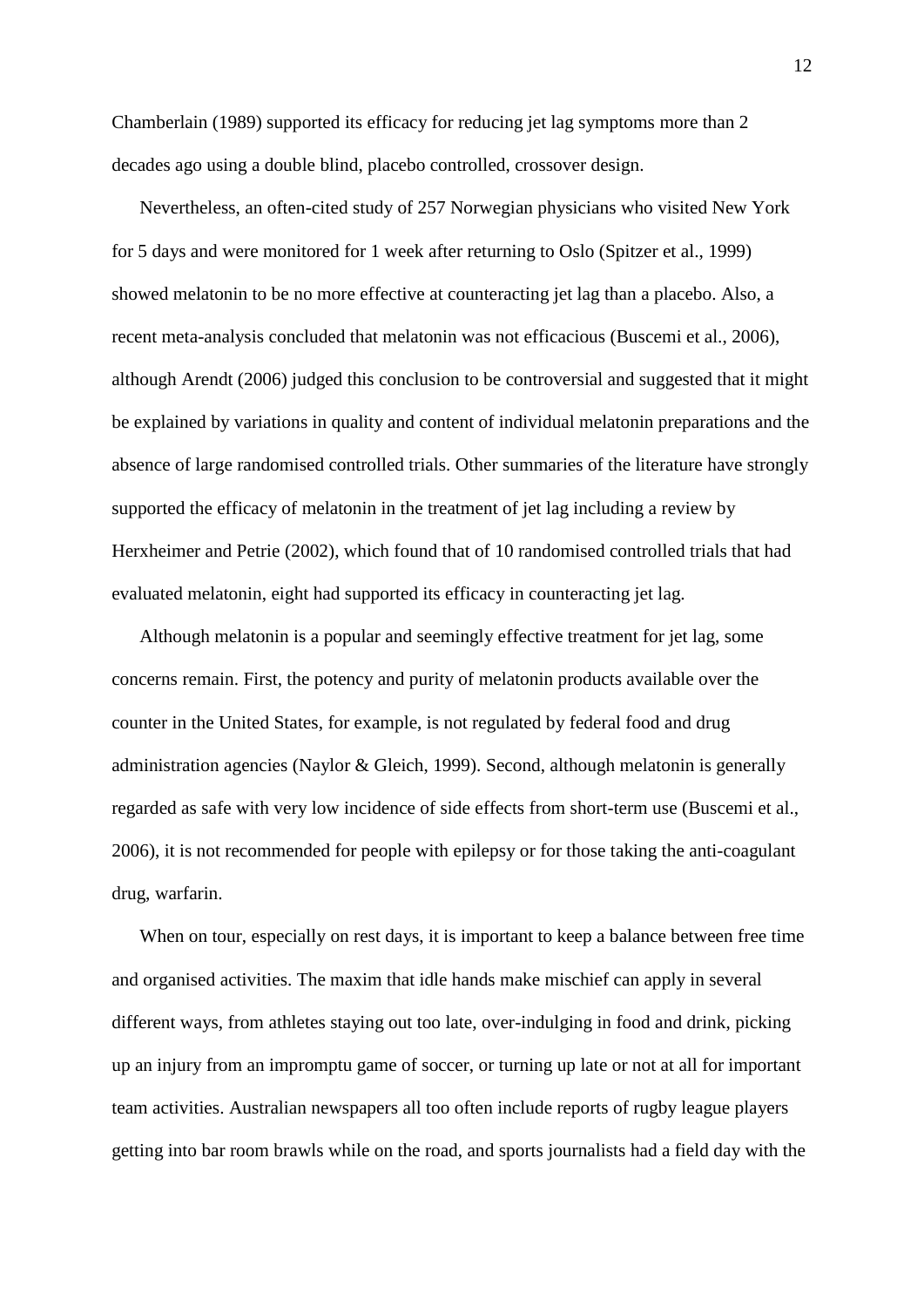Chamberlain (1989) supported its efficacy for reducing jet lag symptoms more than 2 decades ago using a double blind, placebo controlled, crossover design.

Nevertheless, an often-cited study of 257 Norwegian physicians who visited New York for 5 days and were monitored for 1 week after returning to Oslo (Spitzer et al., 1999) showed melatonin to be no more effective at counteracting jet lag than a placebo. Also, a recent meta-analysis concluded that melatonin was not efficacious (Buscemi et al., 2006), although Arendt (2006) judged this conclusion to be controversial and suggested that it might be explained by variations in quality and content of individual melatonin preparations and the absence of large randomised controlled trials. Other summaries of the literature have strongly supported the efficacy of melatonin in the treatment of jet lag including a review by Herxheimer and Petrie (2002), which found that of 10 randomised controlled trials that had evaluated melatonin, eight had supported its efficacy in counteracting jet lag.

Although melatonin is a popular and seemingly effective treatment for jet lag, some concerns remain. First, the potency and purity of melatonin products available over the counter in the United States, for example, is not regulated by federal food and drug administration agencies (Naylor & Gleich, 1999). Second, although melatonin is generally regarded as safe with very low incidence of side effects from short-term use (Buscemi et al., 2006), it is not recommended for people with epilepsy or for those taking the anti-coagulant drug, warfarin.

When on tour, especially on rest days, it is important to keep a balance between free time and organised activities. The maxim that idle hands make mischief can apply in several different ways, from athletes staying out too late, over-indulging in food and drink, picking up an injury from an impromptu game of soccer, or turning up late or not at all for important team activities. Australian newspapers all too often include reports of rugby league players getting into bar room brawls while on the road, and sports journalists had a field day with the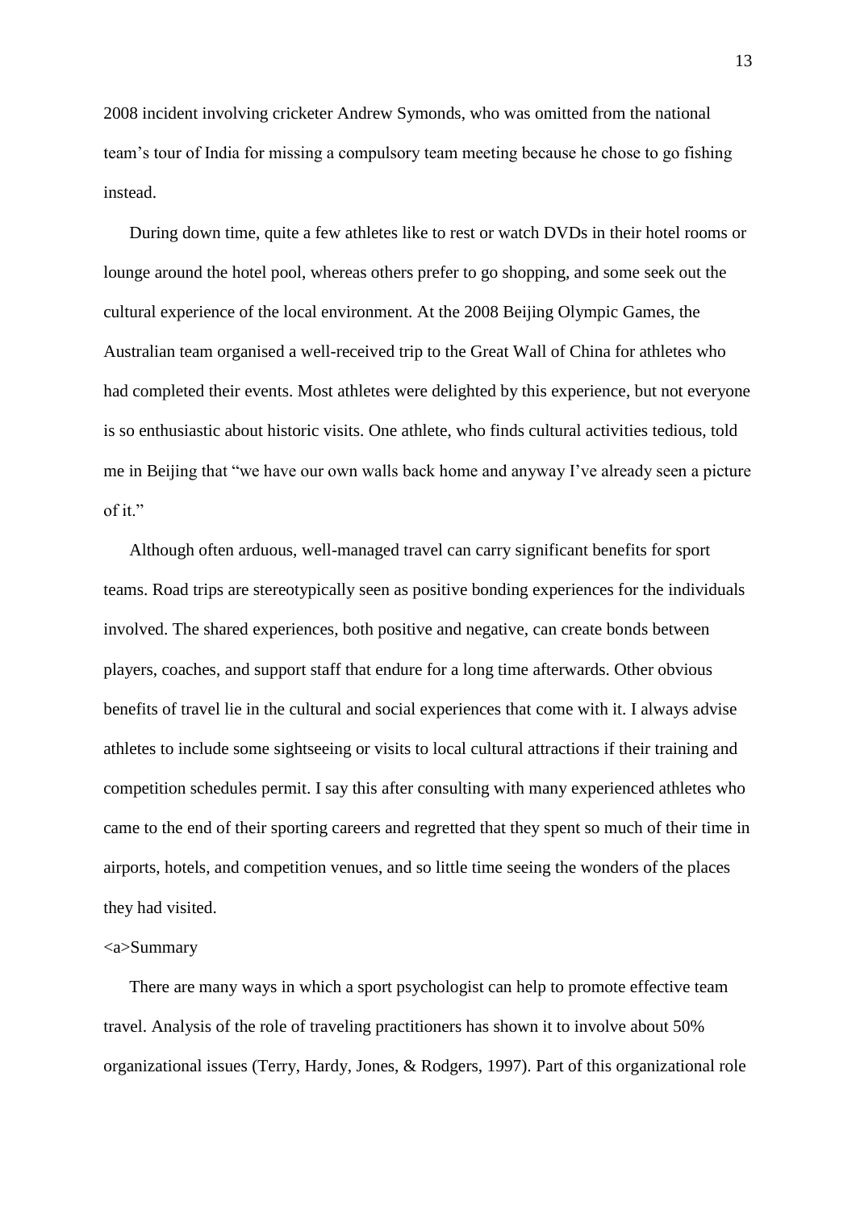2008 incident involving cricketer Andrew Symonds, who was omitted from the national team's tour of India for missing a compulsory team meeting because he chose to go fishing instead.

During down time, quite a few athletes like to rest or watch DVDs in their hotel rooms or lounge around the hotel pool, whereas others prefer to go shopping, and some seek out the cultural experience of the local environment. At the 2008 Beijing Olympic Games, the Australian team organised a well-received trip to the Great Wall of China for athletes who had completed their events. Most athletes were delighted by this experience, but not everyone is so enthusiastic about historic visits. One athlete, who finds cultural activities tedious, told me in Beijing that "we have our own walls back home and anyway I've already seen a picture of it."

Although often arduous, well-managed travel can carry significant benefits for sport teams. Road trips are stereotypically seen as positive bonding experiences for the individuals involved. The shared experiences, both positive and negative, can create bonds between players, coaches, and support staff that endure for a long time afterwards. Other obvious benefits of travel lie in the cultural and social experiences that come with it. I always advise athletes to include some sightseeing or visits to local cultural attractions if their training and competition schedules permit. I say this after consulting with many experienced athletes who came to the end of their sporting careers and regretted that they spent so much of their time in airports, hotels, and competition venues, and so little time seeing the wonders of the places they had visited.

<a>Summary

There are many ways in which a sport psychologist can help to promote effective team travel. Analysis of the role of traveling practitioners has shown it to involve about 50% organizational issues (Terry, Hardy, Jones, & Rodgers, 1997). Part of this organizational role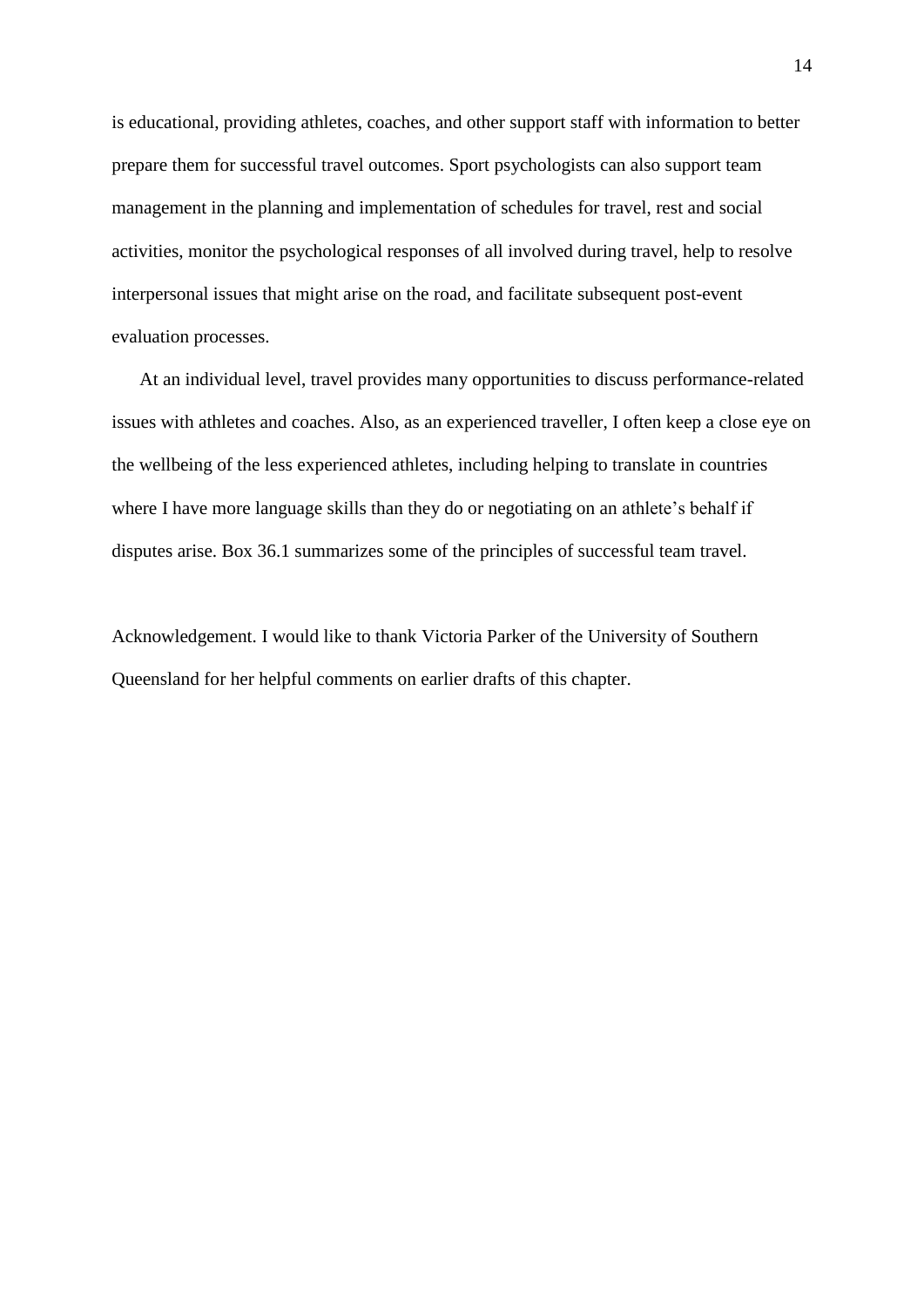is educational, providing athletes, coaches, and other support staff with information to better prepare them for successful travel outcomes. Sport psychologists can also support team management in the planning and implementation of schedules for travel, rest and social activities, monitor the psychological responses of all involved during travel, help to resolve interpersonal issues that might arise on the road, and facilitate subsequent post-event evaluation processes.

At an individual level, travel provides many opportunities to discuss performance-related issues with athletes and coaches. Also, as an experienced traveller, I often keep a close eye on the wellbeing of the less experienced athletes, including helping to translate in countries where I have more language skills than they do or negotiating on an athlete's behalf if disputes arise. Box 36.1 summarizes some of the principles of successful team travel.

Acknowledgement. I would like to thank Victoria Parker of the University of Southern Queensland for her helpful comments on earlier drafts of this chapter.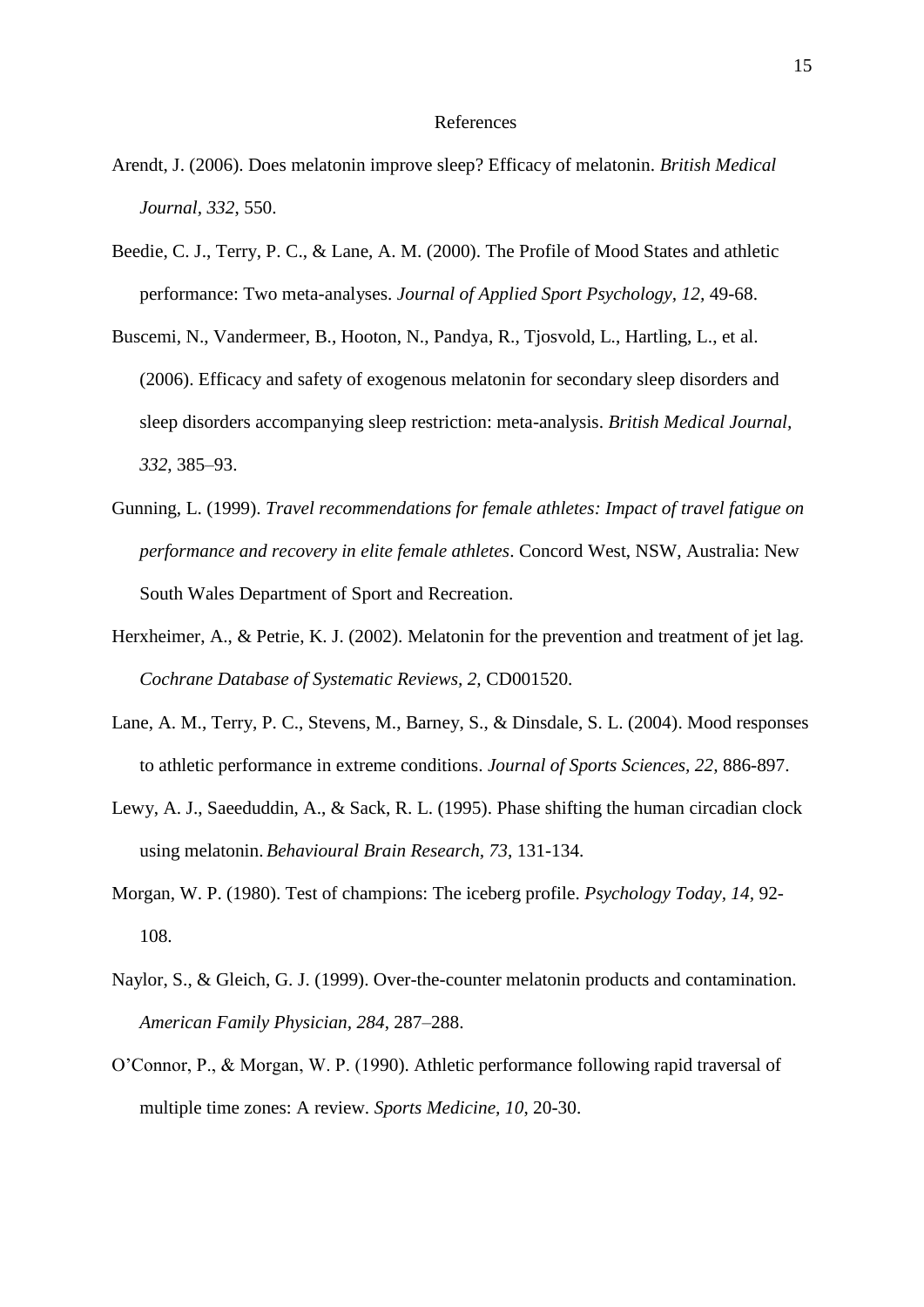# References

Arendt, J. (2006). Does melatonin improve sleep? Efficacy of melatonin. *British Medical Journal*, *332*, 550.

Beedie, C. J., Terry, P. C., & Lane, A. M. (2000). The Profile of Mood States and athletic performance: Two meta-analyses. *Journal of Applied Sport Psychology, 12,* 49-68.

Buscemi, N., Vandermeer, B., Hooton, N., Pandya, R., Tjosvold, L., Hartling, L., et al. (2006). Efficacy and safety of exogenous melatonin for secondary sleep disorders and sleep disorders accompanying sleep restriction: meta-analysis. *British Medical Journal*, *332*, 385–93.

Gunning, L. (1999). *Travel recommendations for female athletes: Impact of travel fatigue on performance and recovery in elite female athletes*. Concord West, NSW, Australia: New South Wales Department of Sport and Recreation.

Herxheimer, A., & Petrie, K. J. (2002). Melatonin for the prevention and treatment of jet lag. *Cochrane Database of Systematic Reviews, 2,* CD001520.

Lane, A. M., Terry, P. C., Stevens, M., Barney, S., & Dinsdale, S. L. (2004). Mood responses to athletic performance in extreme conditions. *Journal of Sports Sciences*, *22,* 886-897.

Lewy, A. J., Saeeduddin, A., & Sack, R. L. (1995). Phase shifting the human circadian clock using melatonin. *Behavioural Brain Research, 73*, 131-134.

Morgan, W. P. (1980). Test of champions: The iceberg profile. *Psychology Today*, *14,* 92-108.

Naylor, S., & Gleich, G. J. (1999). Over-the-counter melatonin products and contamination. *American Family Physician, 284*, 287–288.

O'Connor, P., & Morgan, W. P. (1990). Athletic performance following rapid traversal of multiple time zones: A review. *Sports Medicine*, *10*, 20-30.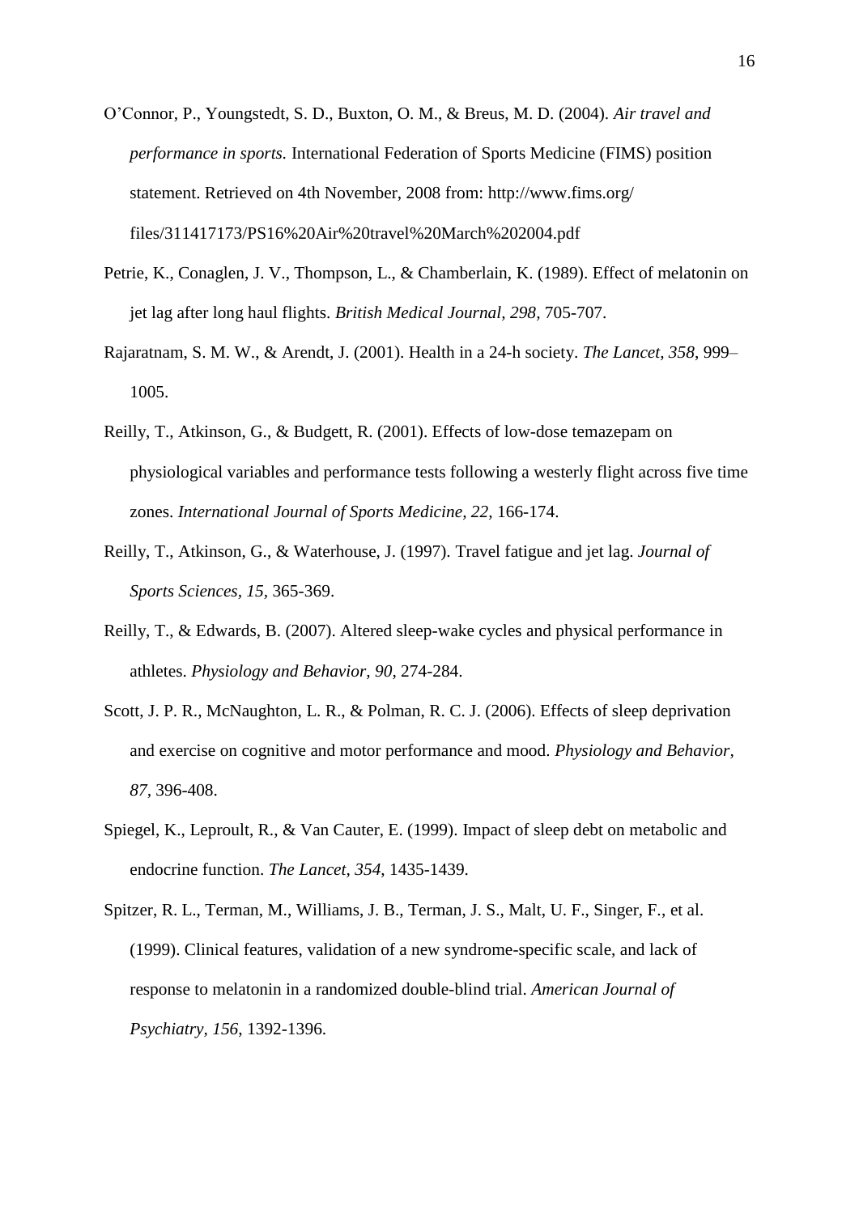O'Connor, P., Youngstedt, S. D., Buxton, O. M., & Breus, M. D. (2004). *Air travel and performance in sports.* International Federation of Sports Medicine (FIMS) position statement. Retrieved on 4th November, 2008 from: http://www.fims.org/files/311417173/PS16%20Air%20travel%20March%202004.pdf

Petrie, K., Conaglen, J. V., Thompson, L., & Chamberlain, K. (1989). Effect of melatonin on jet lag after long haul flights. *British Medical Journal, 298,* 705-707.

Rajaratnam, S. M. W., & Arendt, J. (2001). Health in a 24-h society. *The Lancet, 358*, 999–1005.

Reilly, T., Atkinson, G., & Budgett, R. (2001). Effects of low-dose temazepam on physiological variables and performance tests following a westerly flight across five time zones. *International Journal of Sports Medicine, 22,* 166-174.

Reilly, T., Atkinson, G., & Waterhouse, J. (1997). Travel fatigue and jet lag. *Journal of Sports Sciences, 15,* 365-369.

Reilly, T., & Edwards, B. (2007). Altered sleep-wake cycles and physical performance in athletes. *Physiology and Behavior, 90,* 274-284.

Scott, J. P. R., McNaughton, L. R., & Polman, R. C. J. (2006). Effects of sleep deprivation and exercise on cognitive and motor performance and mood. *Physiology and Behavior, 87,* 396-408.

Spiegel, K., Leproult, R., & Van Cauter, E. (1999). Impact of sleep debt on metabolic and endocrine function. *The Lancet, 354*, 1435-1439.

Spitzer, R. L., Terman, M., Williams, J. B., Terman, J. S., Malt, U. F., Singer, F., et al. (1999). Clinical features, validation of a new syndrome-specific scale, and lack of response to melatonin in a randomized double-blind trial. *American Journal of Psychiatry, 156*, 1392-1396.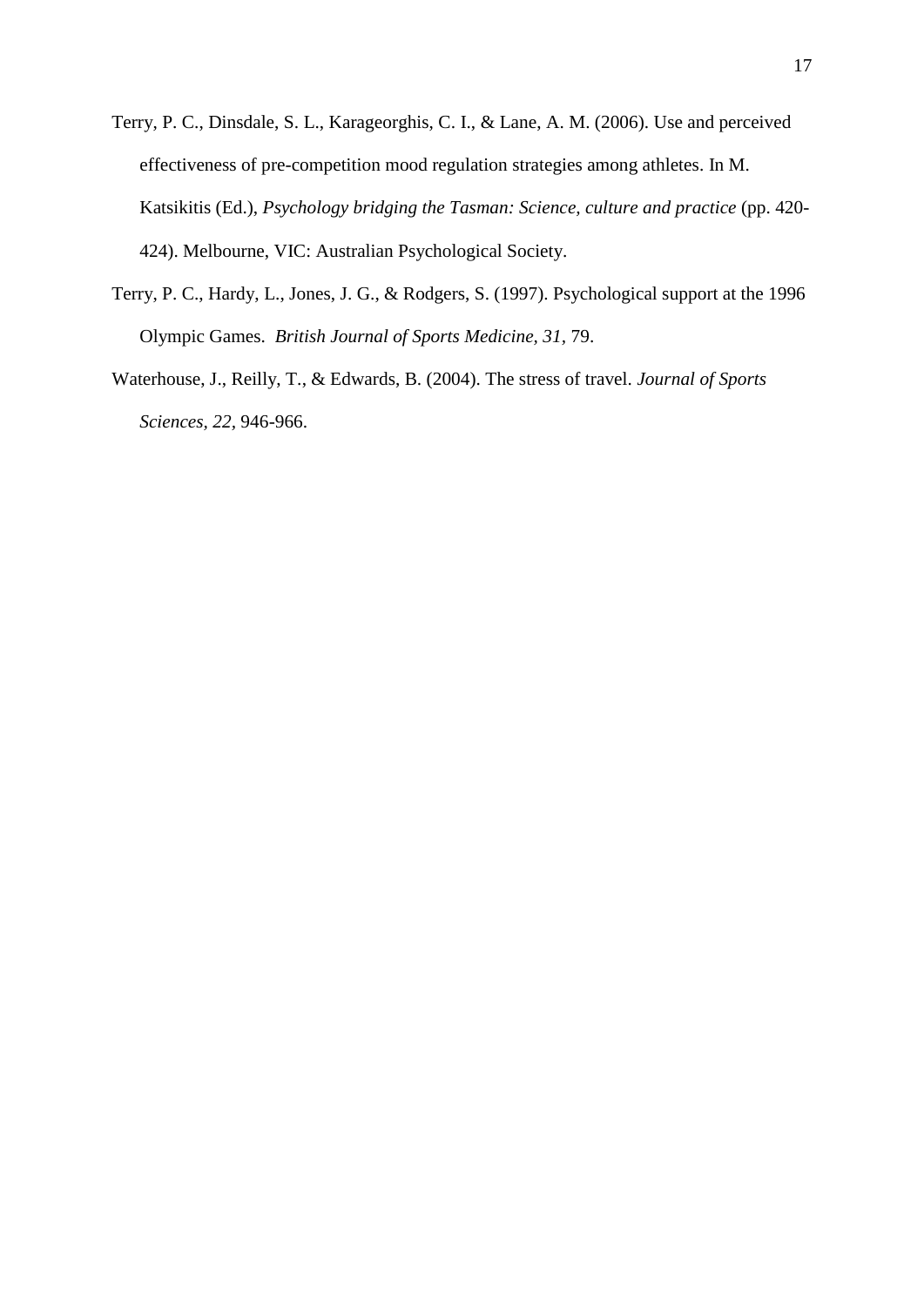Terry, P. C., Dinsdale, S. L., Karageorghis, C. I., & Lane, A. M. (2006). Use and perceived effectiveness of pre-competition mood regulation strategies among athletes. In M. Katsikitis (Ed.), *Psychology bridging the Tasman: Science, culture and practice* (pp. 420-424). Melbourne, VIC: Australian Psychological Society.

Terry, P. C., Hardy, L., Jones, J. G., & Rodgers, S. (1997). Psychological support at the 1996 Olympic Games. *British Journal of Sports Medicine, 31*, 79.

Waterhouse, J., Reilly, T., & Edwards, B. (2004). The stress of travel. *Journal of Sports Sciences, 22*, 946-966.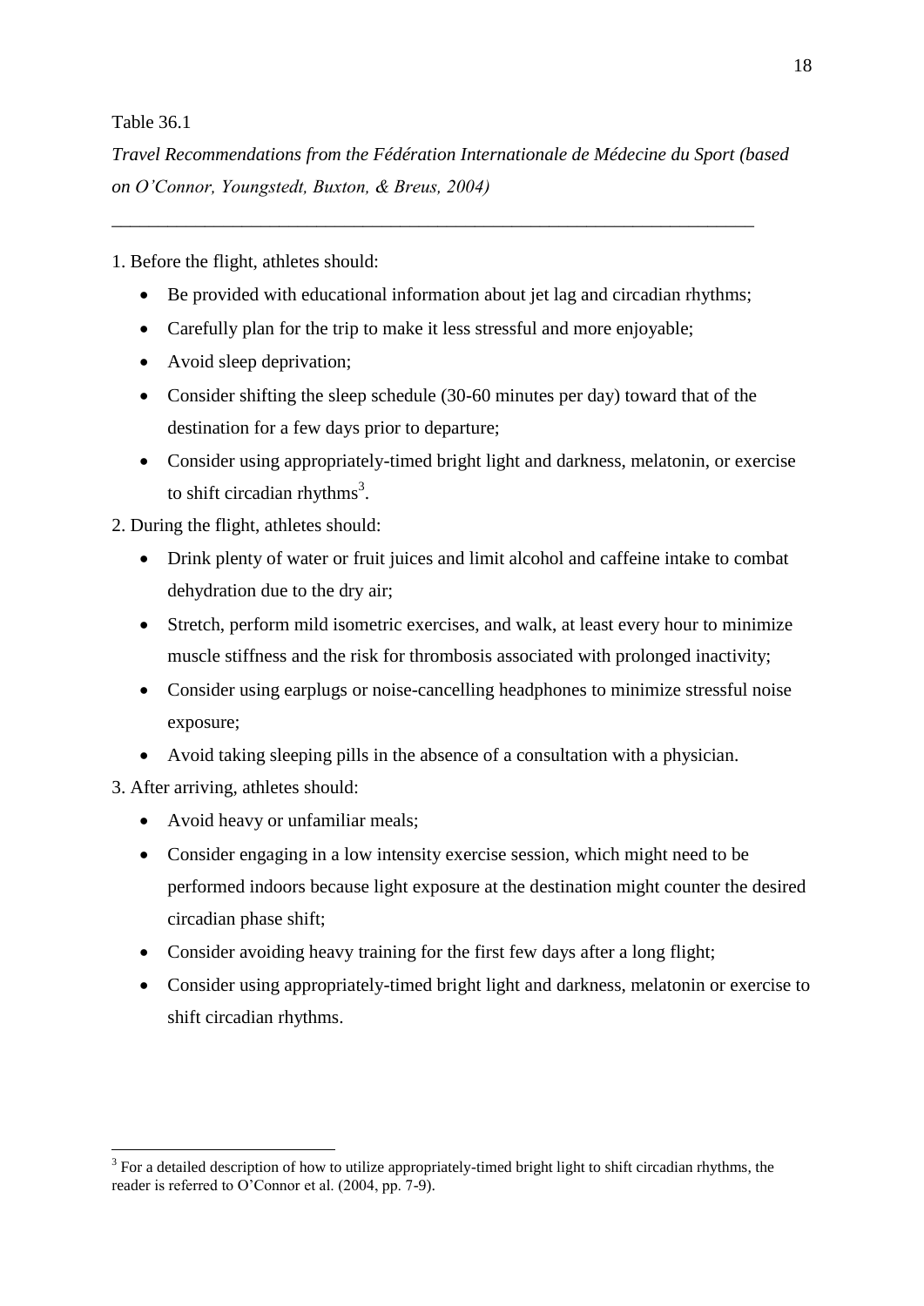Table 36.1

*Travel Recommendations from the Fédération Internationale de Médecine du Sport (based on O'Connor, Youngstedt, Buxton, & Breus, 2004)*

---

1. Before the flight, athletes should:
   - Be provided with educational information about jet lag and circadian rhythms;
   - Carefully plan for the trip to make it less stressful and more enjoyable;
   - Avoid sleep deprivation;
   - Consider shifting the sleep schedule (30-60 minutes per day) toward that of the destination for a few days prior to departure;
   - Consider using appropriately-timed bright light and darkness, melatonin, or exercise to shift circadian rhythms[3].
2. During the flight, athletes should:
   - Drink plenty of water or fruit juices and limit alcohol and caffeine intake to combat dehydration due to the dry air;
   - Stretch, perform mild isometric exercises, and walk, at least every hour to minimize muscle stiffness and the risk for thrombosis associated with prolonged inactivity;
   - Consider using earplugs or noise-cancelling headphones to minimize stressful noise exposure;
   - Avoid taking sleeping pills in the absence of a consultation with a physician.
3. After arriving, athletes should:
   - Avoid heavy or unfamiliar meals;
   - Consider engaging in a low intensity exercise session, which might need to be performed indoors because light exposure at the destination might counter the desired circadian phase shift;
   - Consider avoiding heavy training for the first few days after a long flight;
   - Consider using appropriately-timed bright light and darkness, melatonin or exercise to shift circadian rhythms.

[3] For a detailed description of how to utilize appropriately-timed bright light to shift circadian rhythms, the reader is referred to O'Connor et al. (2004, pp. 7-9).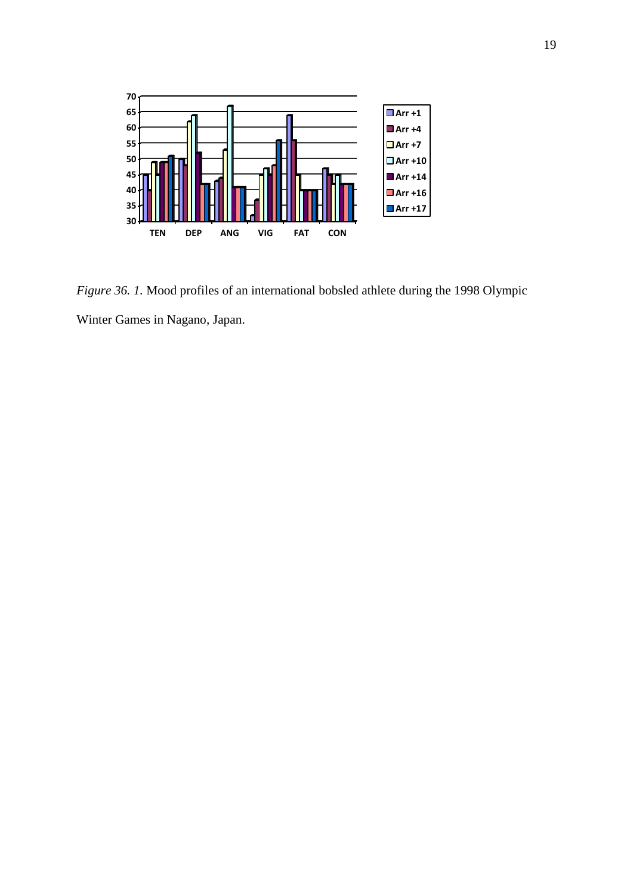70
65
60
55
50
45
40
35
30

TEN DEP ANG VIG FAT CON

Arr +1
Arr +4
Arr +7
Arr +10
Arr +14
Arr +16
Arr +17

*Figure 36. 1.* Mood profiles of an international bobsled athlete during the 1998 Olympic Winter Games in Nagano, Japan.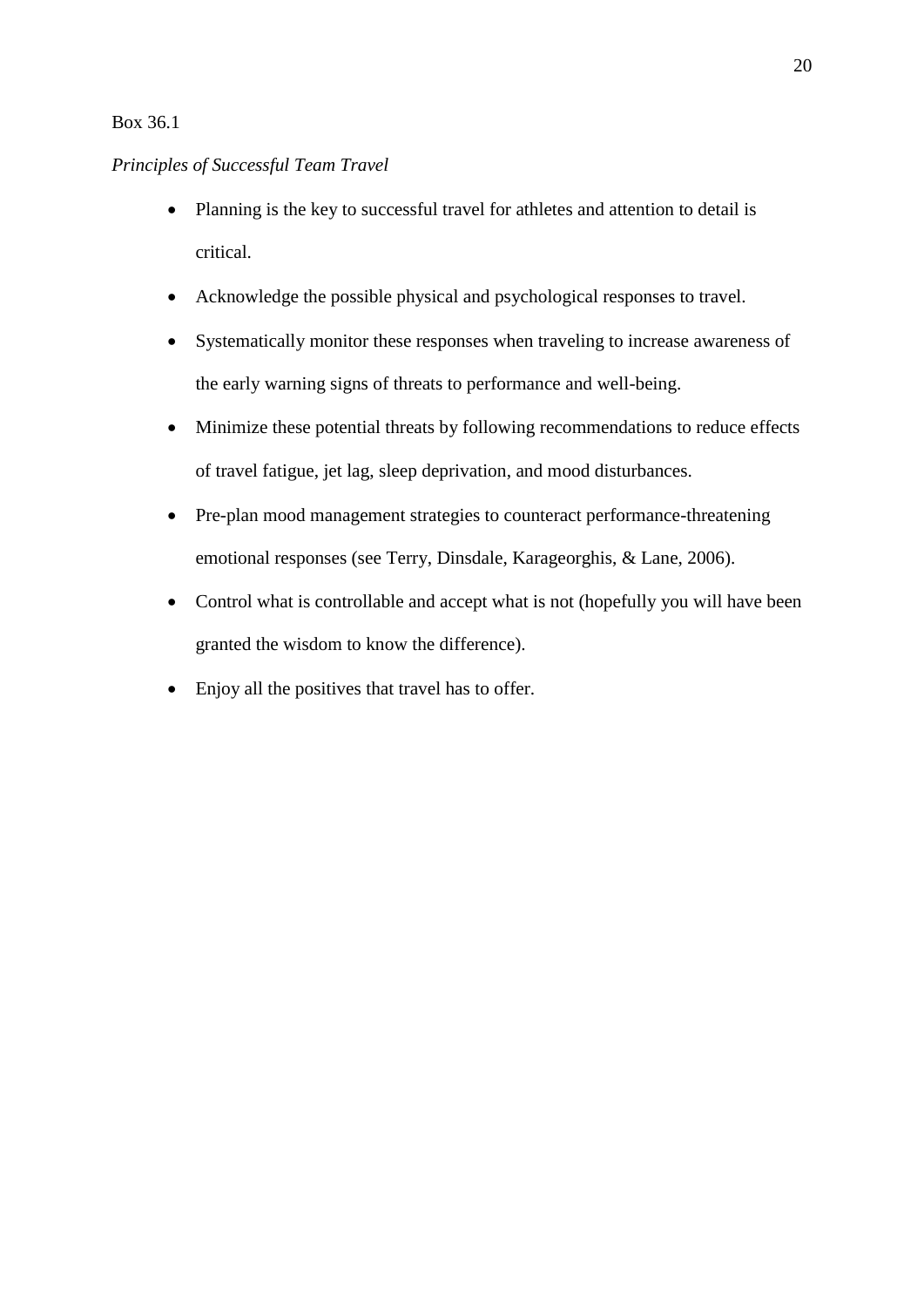Box 36.1

*Principles of Successful Team Travel*

- Planning is the key to successful travel for athletes and attention to detail is critical.
- Acknowledge the possible physical and psychological responses to travel.
- Systematically monitor these responses when traveling to increase awareness of the early warning signs of threats to performance and well-being.
- Minimize these potential threats by following recommendations to reduce effects of travel fatigue, jet lag, sleep deprivation, and mood disturbances.
- Pre-plan mood management strategies to counteract performance-threatening emotional responses (see Terry, Dinsdale, Karageorghis, & Lane, 2006).
- Control what is controllable and accept what is not (hopefully you will have been granted the wisdom to know the difference).
- Enjoy all the positives that travel has to offer.